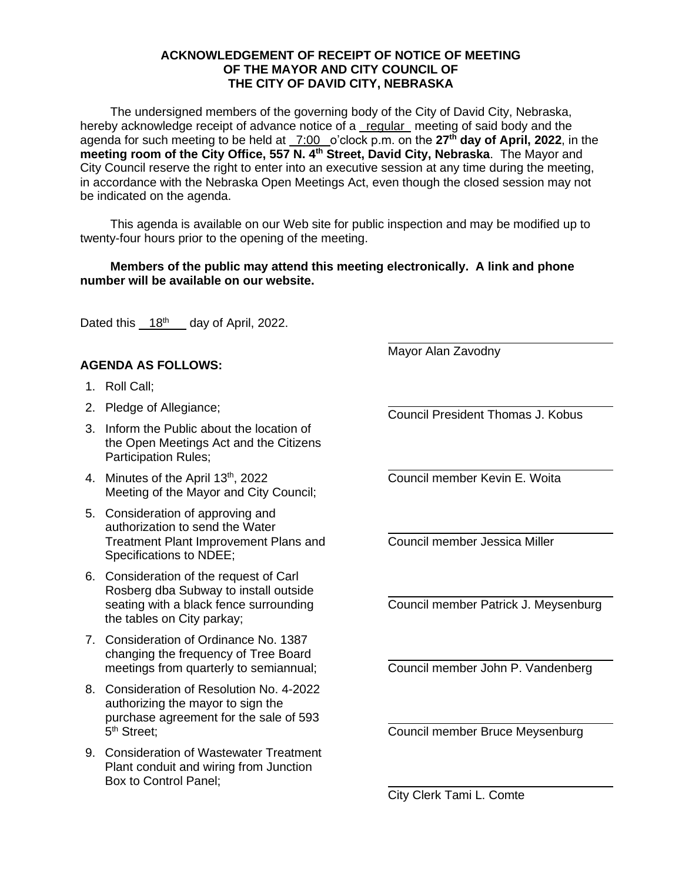**ACKNOWLEDGEMENT OF RECEIPT OF NOTICE OF MEETING**
**OF THE MAYOR AND CITY COUNCIL OF**
**THE CITY OF DAVID CITY, NEBRASKA**

The undersigned members of the governing body of the City of David City, Nebraska, hereby acknowledge receipt of advance notice of a regular meeting of said body and the agenda for such meeting to be held at 7:00 o'clock p.m. on the **27th day of April, 2022**, in the **meeting room of the City Office, 557 N. 4th Street, David City, Nebraska**. The Mayor and City Council reserve the right to enter into an executive session at any time during the meeting, in accordance with the Nebraska Open Meetings Act, even though the closed session may not be indicated on the agenda.

This agenda is available on our Web site for public inspection and may be modified up to twenty-four hours prior to the opening of the meeting.

**Members of the public may attend this meeting electronically. A link and phone number will be available on our website.**

Dated this 18th day of April, 2022.

**AGENDA AS FOLLOWS:**

1. Roll Call;
2. Pledge of Allegiance;
3. Inform the Public about the location of the Open Meetings Act and the Citizens Participation Rules;
4. Minutes of the April 13th, 2022 Meeting of the Mayor and City Council;
5. Consideration of approving and authorization to send the Water Treatment Plant Improvement Plans and Specifications to NDEE;
6. Consideration of the request of Carl Rosberg dba Subway to install outside seating with a black fence surrounding the tables on City parkay;
7. Consideration of Ordinance No. 1387 changing the frequency of Tree Board meetings from quarterly to semiannual;
8. Consideration of Resolution No. 4-2022 authorizing the mayor to sign the purchase agreement for the sale of 593 5th Street;
9. Consideration of Wastewater Treatment Plant conduit and wiring from Junction Box to Control Panel;

\_\_\_\_\_\_\_\_\_\_\_\_\_\_\_\_\_\_\_\_\_\_\_\_\_\_\_\_\_\_
Mayor Alan Zavodny

\_\_\_\_\_\_\_\_\_\_\_\_\_\_\_\_\_\_\_\_\_\_\_\_\_\_\_\_\_\_
Council President Thomas J. Kobus

\_\_\_\_\_\_\_\_\_\_\_\_\_\_\_\_\_\_\_\_\_\_\_\_\_\_\_\_\_\_
Council member Kevin E. Woita

\_\_\_\_\_\_\_\_\_\_\_\_\_\_\_\_\_\_\_\_\_\_\_\_\_\_\_\_\_\_
Council member Jessica Miller

\_\_\_\_\_\_\_\_\_\_\_\_\_\_\_\_\_\_\_\_\_\_\_\_\_\_\_\_\_\_
Council member Patrick J. Meysenburg

\_\_\_\_\_\_\_\_\_\_\_\_\_\_\_\_\_\_\_\_\_\_\_\_\_\_\_\_\_\_
Council member John P. Vandenberg

\_\_\_\_\_\_\_\_\_\_\_\_\_\_\_\_\_\_\_\_\_\_\_\_\_\_\_\_\_\_
Council member Bruce Meysenburg

\_\_\_\_\_\_\_\_\_\_\_\_\_\_\_\_\_\_\_\_\_\_\_\_\_\_\_\_\_\_
City Clerk Tami L. Comte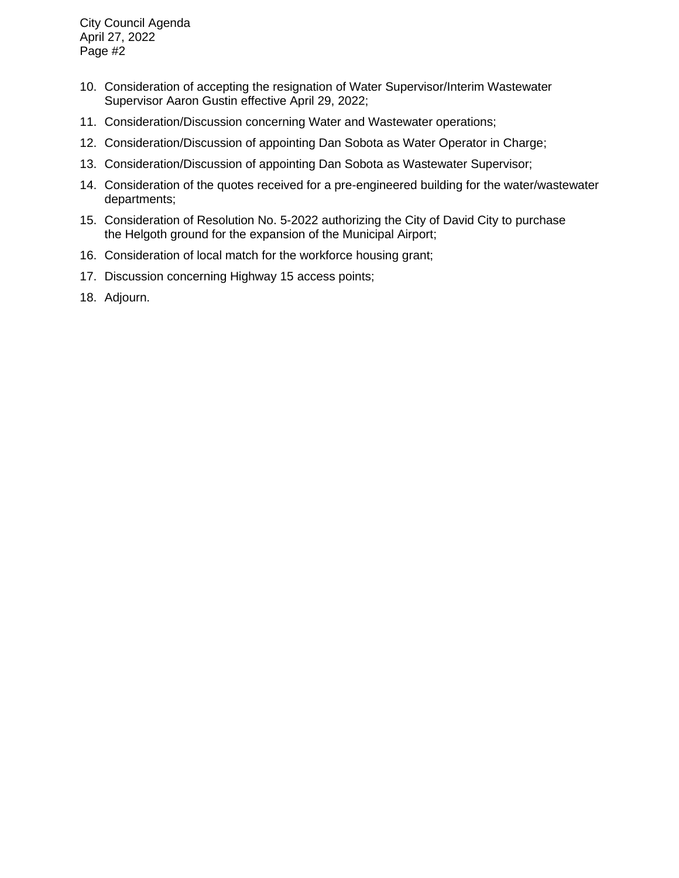10. Consideration of accepting the resignation of Water Supervisor/Interim Wastewater Supervisor Aaron Gustin effective April 29, 2022;
11. Consideration/Discussion concerning Water and Wastewater operations;
12. Consideration/Discussion of appointing Dan Sobota as Water Operator in Charge;
13. Consideration/Discussion of appointing Dan Sobota as Wastewater Supervisor;
14. Consideration of the quotes received for a pre-engineered building for the water/wastewater departments;
15. Consideration of Resolution No. 5-2022 authorizing the City of David City to purchase the Helgoth ground for the expansion of the Municipal Airport;
16. Consideration of local match for the workforce housing grant;
17. Discussion concerning Highway 15 access points;
18. Adjourn.